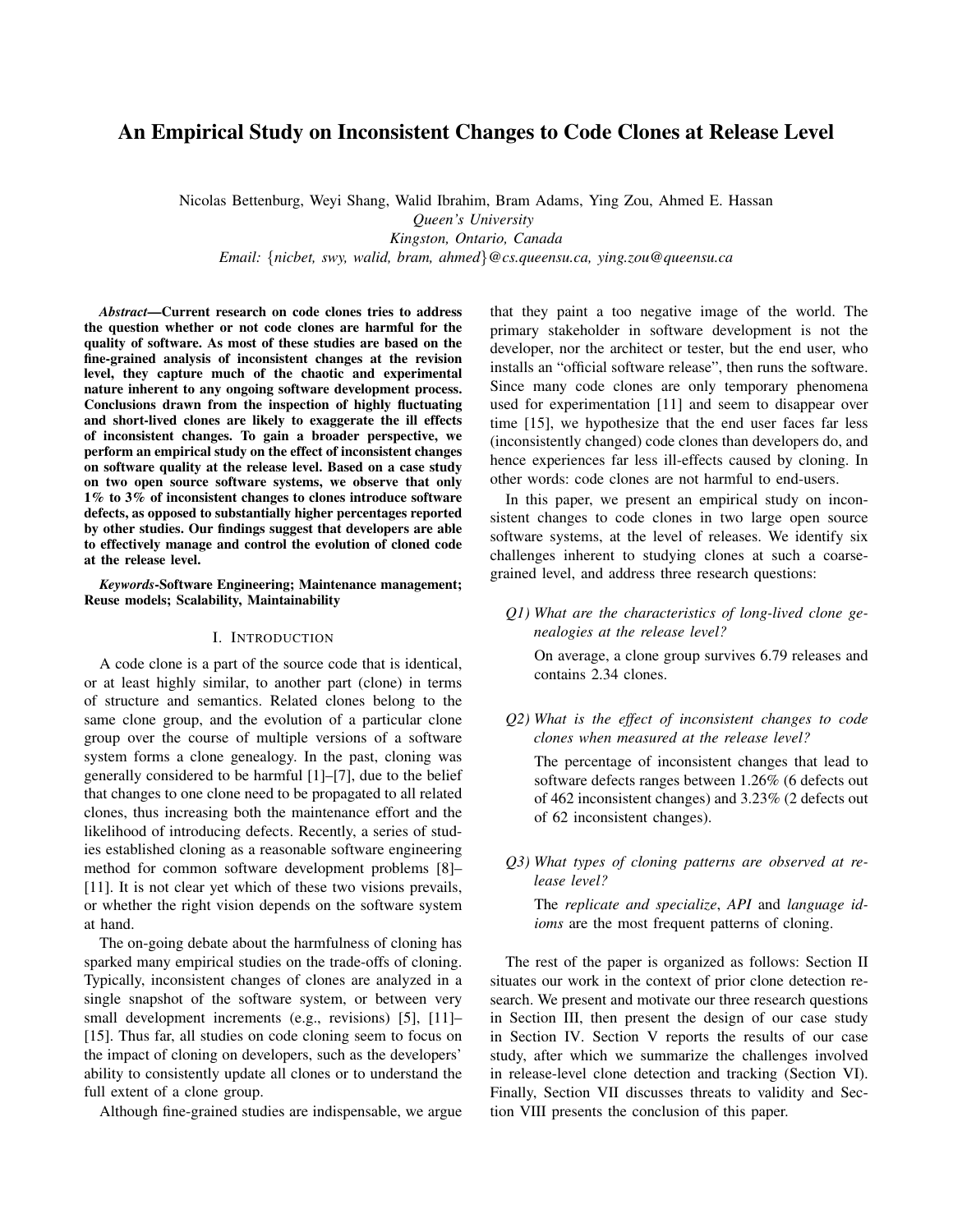# An Empirical Study on Inconsistent Changes to Code Clones at Release Level

Nicolas Bettenburg, Weyi Shang, Walid Ibrahim, Bram Adams, Ying Zou, Ahmed E. Hassan

*Queen's University*

*Kingston, Ontario, Canada*

*Email: {nicbet, swy, walid, bram, ahmed}@cs.queensu.ca, ying.zou@queensu.ca*

***Abstract*—Current research on code clones tries to address the question whether or not code clones are harmful for the quality of software. As most of these studies are based on the fine-grained analysis of inconsistent changes at the revision level, they capture much of the chaotic and experimental nature inherent to any ongoing software development process. Conclusions drawn from the inspection of highly fluctuating and short-lived clones are likely to exaggerate the ill effects of inconsistent changes. To gain a broader perspective, we perform an empirical study on the effect of inconsistent changes on software quality at the release level. Based on a case study on two open source software systems, we observe that only 1% to 3% of inconsistent changes to clones introduce software defects, as opposed to substantially higher percentages reported by other studies. Our findings suggest that developers are able to effectively manage and control the evolution of cloned code at the release level.**

***Keywords*-Software Engineering; Maintenance management; Reuse models; Scalability, Maintainability**

## I. Introduction

A code clone is a part of the source code that is identical, or at least highly similar, to another part (clone) in terms of structure and semantics. Related clones belong to the same clone group, and the evolution of a particular clone group over the course of multiple versions of a software system forms a clone genealogy. In the past, cloning was generally considered to be harmful [1]–[7], due to the belief that changes to one clone need to be propagated to all related clones, thus increasing both the maintenance effort and the likelihood of introducing defects. Recently, a series of studies established cloning as a reasonable software engineering method for common software development problems [8]–[11]. It is not clear yet which of these two visions prevails, or whether the right vision depends on the software system at hand.

The on-going debate about the harmfulness of cloning has sparked many empirical studies on the trade-offs of cloning. Typically, inconsistent changes of clones are analyzed in a single snapshot of the software system, or between very small development increments (e.g., revisions) [5], [11]–[15]. Thus far, all studies on code cloning seem to focus on the impact of cloning on developers, such as the developers' ability to consistently update all clones or to understand the full extent of a clone group.

Although fine-grained studies are indispensable, we argue that they paint a too negative image of the world. The primary stakeholder in software development is not the developer, nor the architect or tester, but the end user, who installs an "official software release", then runs the software. Since many code clones are only temporary phenomena used for experimentation [11] and seem to disappear over time [15], we hypothesize that the end user faces far less (inconsistently changed) code clones than developers do, and hence experiences far less ill-effects caused by cloning. In other words: code clones are not harmful to end-users.

In this paper, we present an empirical study on inconsistent changes to code clones in two large open source software systems, at the level of releases. We identify six challenges inherent to studying clones at such a coarse-grained level, and address three research questions:

*Q1) What are the characteristics of long-lived clone genealogies at the release level?*

On average, a clone group survives 6.79 releases and contains 2.34 clones.

*Q2) What is the effect of inconsistent changes to code clones when measured at the release level?*

The percentage of inconsistent changes that lead to software defects ranges between 1.26% (6 defects out of 462 inconsistent changes) and 3.23% (2 defects out of 62 inconsistent changes).

*Q3) What types of cloning patterns are observed at release level?*

The *replicate and specialize*, *API* and *language idioms* are the most frequent patterns of cloning.

The rest of the paper is organized as follows: Section II situates our work in the context of prior clone detection research. We present and motivate our three research questions in Section III, then present the design of our case study in Section IV. Section V reports the results of our case study, after which we summarize the challenges involved in release-level clone detection and tracking (Section VI). Finally, Section VII discusses threats to validity and Section VIII presents the conclusion of this paper.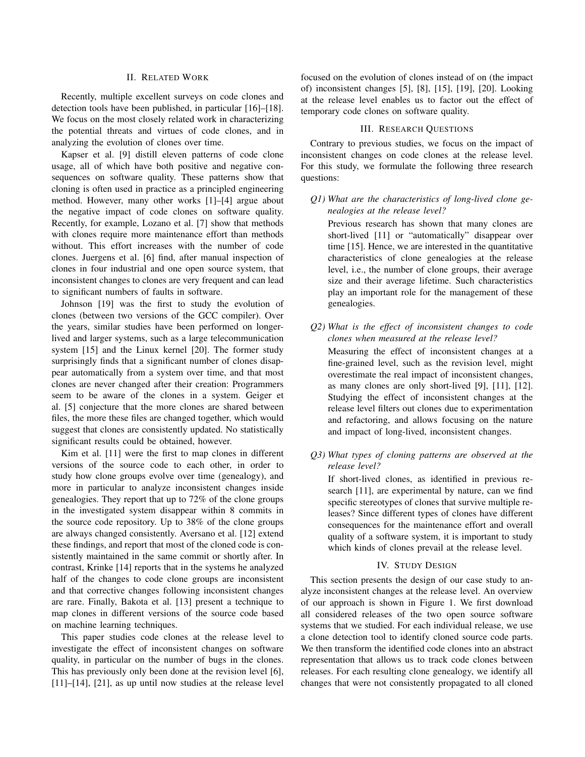## II. Related Work

Recently, multiple excellent surveys on code clones and detection tools have been published, in particular [16]–[18]. We focus on the most closely related work in characterizing the potential threats and virtues of code clones, and in analyzing the evolution of clones over time.

Kapser et al. [9] distill eleven patterns of code clone usage, all of which have both positive and negative consequences on software quality. These patterns show that cloning is often used in practice as a principled engineering method. However, many other works [1]–[4] argue about the negative impact of code clones on software quality. Recently, for example, Lozano et al. [7] show that methods with clones require more maintenance effort than methods without. This effort increases with the number of code clones. Juergens et al. [6] find, after manual inspection of clones in four industrial and one open source system, that inconsistent changes to clones are very frequent and can lead to significant numbers of faults in software.

Johnson [19] was the first to study the evolution of clones (between two versions of the GCC compiler). Over the years, similar studies have been performed on longer-lived and larger systems, such as a large telecommunication system [15] and the Linux kernel [20]. The former study surprisingly finds that a significant number of clones disappear automatically from a system over time, and that most clones are never changed after their creation: Programmers seem to be aware of the clones in a system. Geiger et al. [5] conjecture that the more clones are shared between files, the more these files are changed together, which would suggest that clones are consistently updated. No statistically significant results could be obtained, however.

Kim et al. [11] were the first to map clones in different versions of the source code to each other, in order to study how clone groups evolve over time (genealogy), and more in particular to analyze inconsistent changes inside genealogies. They report that up to 72% of the clone groups in the investigated system disappear within 8 commits in the source code repository. Up to 38% of the clone groups are always changed consistently. Aversano et al. [12] extend these findings, and report that most of the cloned code is consistently maintained in the same commit or shortly after. In contrast, Krinke [14] reports that in the systems he analyzed half of the changes to code clone groups are inconsistent and that corrective changes following inconsistent changes are rare. Finally, Bakota et al. [13] present a technique to map clones in different versions of the source code based on machine learning techniques.

This paper studies code clones at the release level to investigate the effect of inconsistent changes on software quality, in particular on the number of bugs in the clones. This has previously only been done at the revision level [6], [11]–[14], [21], as up until now studies at the release level focused on the evolution of clones instead of on (the impact of) inconsistent changes [5], [8], [15], [19], [20]. Looking at the release level enables us to factor out the effect of temporary code clones on software quality.

## III. Research Questions

Contrary to previous studies, we focus on the impact of inconsistent changes on code clones at the release level. For this study, we formulate the following three research questions:

*Q1) What are the characteristics of long-lived clone genealogies at the release level?*

Previous research has shown that many clones are short-lived [11] or "automatically" disappear over time [15]. Hence, we are interested in the quantitative characteristics of clone genealogies at the release level, i.e., the number of clone groups, their average size and their average lifetime. Such characteristics play an important role for the management of these genealogies.

*Q2) What is the effect of inconsistent changes to code clones when measured at the release level?*

Measuring the effect of inconsistent changes at a fine-grained level, such as the revision level, might overestimate the real impact of inconsistent changes, as many clones are only short-lived [9], [11], [12]. Studying the effect of inconsistent changes at the release level filters out clones due to experimentation and refactoring, and allows focusing on the nature and impact of long-lived, inconsistent changes.

*Q3) What types of cloning patterns are observed at the release level?*

If short-lived clones, as identified in previous research [11], are experimental by nature, can we find specific stereotypes of clones that survive multiple releases? Since different types of clones have different consequences for the maintenance effort and overall quality of a software system, it is important to study which kinds of clones prevail at the release level.

## IV. Study Design

This section presents the design of our case study to analyze inconsistent changes at the release level. An overview of our approach is shown in Figure 1. We first download all considered releases of the two open source software systems that we studied. For each individual release, we use a clone detection tool to identify cloned source code parts. We then transform the identified code clones into an abstract representation that allows us to track code clones between releases. For each resulting clone genealogy, we identify all changes that were not consistently propagated to all cloned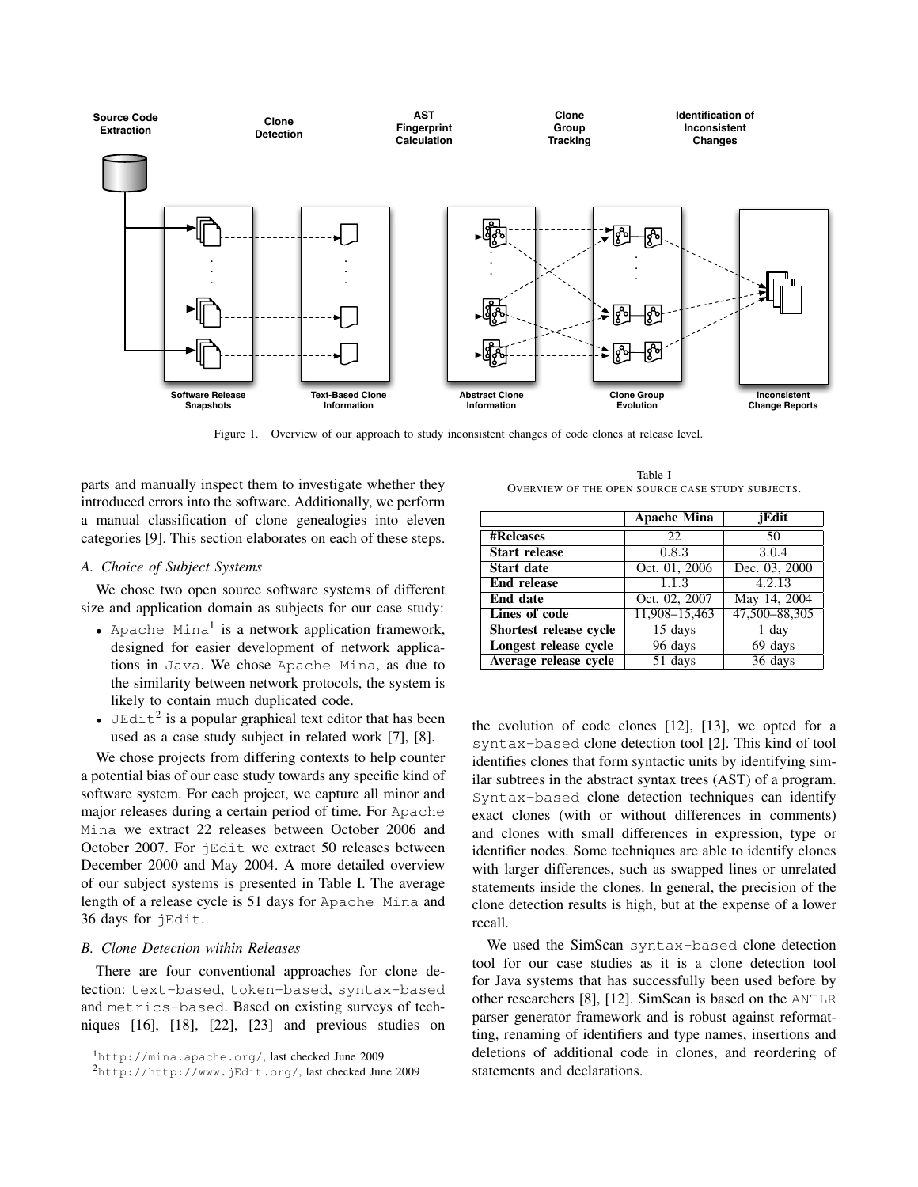Figure 1. Overview of our approach to study inconsistent changes of code clones at release level.

parts and manually inspect them to investigate whether they introduced errors into the software. Additionally, we perform a manual classification of clone genealogies into eleven categories [9]. This section elaborates on each of these steps.

### A. Choice of Subject Systems

We chose two open source software systems of different size and application domain as subjects for our case study:

- Apache Mina[1] is a network application framework, designed for easier development of network applications in Java. We chose Apache Mina, as due to the similarity between network protocols, the system is likely to contain much duplicated code.
- JEdit[2] is a popular graphical text editor that has been used as a case study subject in related work [7], [8].

We chose projects from differing contexts to help counter a potential bias of our case study towards any specific kind of software system. For each project, we capture all minor and major releases during a certain period of time. For Apache Mina we extract 22 releases between October 2006 and October 2007. For jEdit we extract 50 releases between December 2000 and May 2004. A more detailed overview of our subject systems is presented in Table I. The average length of a release cycle is 51 days for Apache Mina and 36 days for jEdit.

### B. Clone Detection within Releases

There are four conventional approaches for clone detection: text-based, token-based, syntax-based and metrics-based. Based on existing surveys of techniques [16], [18], [22], [23] and previous studies on

[1] http://mina.apache.org/, last checked June 2009

[2] http://http://www.jEdit.org/, last checked June 2009

Table I
OVERVIEW OF THE OPEN SOURCE CASE STUDY SUBJECTS.

| | Apache Mina | jEdit |
|---|---|---|
| #Releases | 22 | 50 |
| Start release | 0.8.3 | 3.0.4 |
| Start date | Oct. 01, 2006 | Dec. 03, 2000 |
| End release | 1.1.3 | 4.2.13 |
| End date | Oct. 02, 2007 | May 14, 2004 |
| Lines of code | 11,908–15,463 | 47,500–88,305 |
| Shortest release cycle | 15 days | 1 day |
| Longest release cycle | 96 days | 69 days |
| Average release cycle | 51 days | 36 days |

the evolution of code clones [12], [13], we opted for a syntax-based clone detection tool [2]. This kind of tool identifies clones that form syntactic units by identifying similar subtrees in the abstract syntax trees (AST) of a program. Syntax-based clone detection techniques can identify exact clones (with or without differences in comments) and clones with small differences in expression, type or identifier nodes. Some techniques are able to identify clones with larger differences, such as swapped lines or unrelated statements inside the clones. In general, the precision of the clone detection results is high, but at the expense of a lower recall.

We used the SimScan syntax-based clone detection tool for our case studies as it is a clone detection tool for Java systems that has successfully been used before by other researchers [8], [12]. SimScan is based on the ANTLR parser generator framework and is robust against reformatting, renaming of identifiers and type names, insertions and deletions of additional code in clones, and reordering of statements and declarations.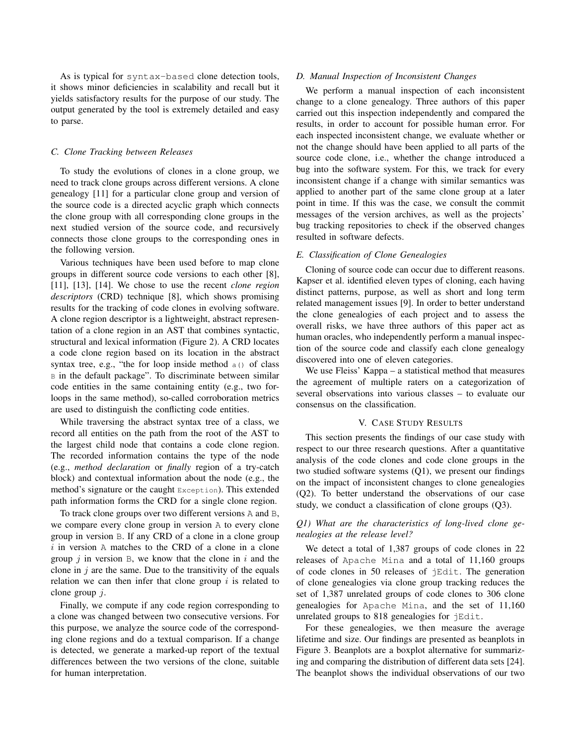As is typical for `syntax-based` clone detection tools, it shows minor deficiencies in scalability and recall but it yields satisfactory results for the purpose of our study. The output generated by the tool is extremely detailed and easy to parse.

### C. Clone Tracking between Releases

To study the evolutions of clones in a clone group, we need to track clone groups across different versions. A clone genealogy [11] for a particular clone group and version of the source code is a directed acyclic graph which connects the clone group with all corresponding clone groups in the next studied version of the source code, and recursively connects those clone groups to the corresponding ones in the following version.

Various techniques have been used before to map clone groups in different source code versions to each other [8], [11], [13], [14]. We chose to use the recent *clone region descriptors* (CRD) technique [8], which shows promising results for the tracking of code clones in evolving software. A clone region descriptor is a lightweight, abstract representation of a clone region in an AST that combines syntactic, structural and lexical information (Figure 2). A CRD locates a code clone region based on its location in the abstract syntax tree, e.g., "the for loop inside method `a()` of class `B` in the default package". To discriminate between similar code entities in the same containing entity (e.g., two for-loops in the same method), so-called corroboration metrics are used to distinguish the conflicting code entities.

While traversing the abstract syntax tree of a class, we record all entities on the path from the root of the AST to the largest child node that contains a code clone region. The recorded information contains the type of the node (e.g., *method declaration* or *finally* region of a try-catch block) and contextual information about the node (e.g., the method's signature or the caught `Exception`). This extended path information forms the CRD for a single clone region.

To track clone groups over two different versions `A` and `B`, we compare every clone group in version `A` to every clone group in version `B`. If any CRD of a clone in a clone group $i$ in version `A` matches to the CRD of a clone in a clone group $j$ in version `B`, we know that the clone in $i$ and the clone in $j$ are the same. Due to the transitivity of the equals relation we can then infer that clone group $i$ is related to clone group $j$.

Finally, we compute if any code region corresponding to a clone was changed between two consecutive versions. For this purpose, we analyze the source code of the corresponding clone regions and do a textual comparison. If a change is detected, we generate a marked-up report of the textual differences between the two versions of the clone, suitable for human interpretation.

### D. Manual Inspection of Inconsistent Changes

We perform a manual inspection of each inconsistent change to a clone genealogy. Three authors of this paper carried out this inspection independently and compared the results, in order to account for possible human error. For each inspected inconsistent change, we evaluate whether or not the change should have been applied to all parts of the source code clone, i.e., whether the change introduced a bug into the software system. For this, we track for every inconsistent change if a change with similar semantics was applied to another part of the same clone group at a later point in time. If this was the case, we consult the commit messages of the version archives, as well as the projects' bug tracking repositories to check if the observed changes resulted in software defects.

### E. Classification of Clone Genealogies

Cloning of source code can occur due to different reasons. Kapser et al. identified eleven types of cloning, each having distinct patterns, purpose, as well as short and long term related management issues [9]. In order to better understand the clone genealogies of each project and to assess the overall risks, we have three authors of this paper act as human oracles, who independently perform a manual inspection of the source code and classify each clone genealogy discovered into one of eleven categories.

We use Fleiss' Kappa – a statistical method that measures the agreement of multiple raters on a categorization of several observations into various classes – to evaluate our consensus on the classification.

## V. Case Study Results

This section presents the findings of our case study with respect to our three research questions. After a quantitative analysis of the code clones and code clone groups in the two studied software systems (Q1), we present our findings on the impact of inconsistent changes to clone genealogies (Q2). To better understand the observations of our case study, we conduct a classification of clone groups (Q3).

### *Q1) What are the characteristics of long-lived clone genealogies at the release level?*

We detect a total of 1,387 groups of code clones in 22 releases of `Apache Mina` and a total of 11,160 groups of code clones in 50 releases of `jEdit`. The generation of clone genealogies via clone group tracking reduces the set of 1,387 unrelated groups of code clones to 306 clone genealogies for `Apache Mina`, and the set of 11,160 unrelated groups to 818 genealogies for `jEdit`.

For these genealogies, we then measure the average lifetime and size. Our findings are presented as beanplots in Figure 3. Beanplots are a boxplot alternative for summarizing and comparing the distribution of different data sets [24]. The beanplot shows the individual observations of our two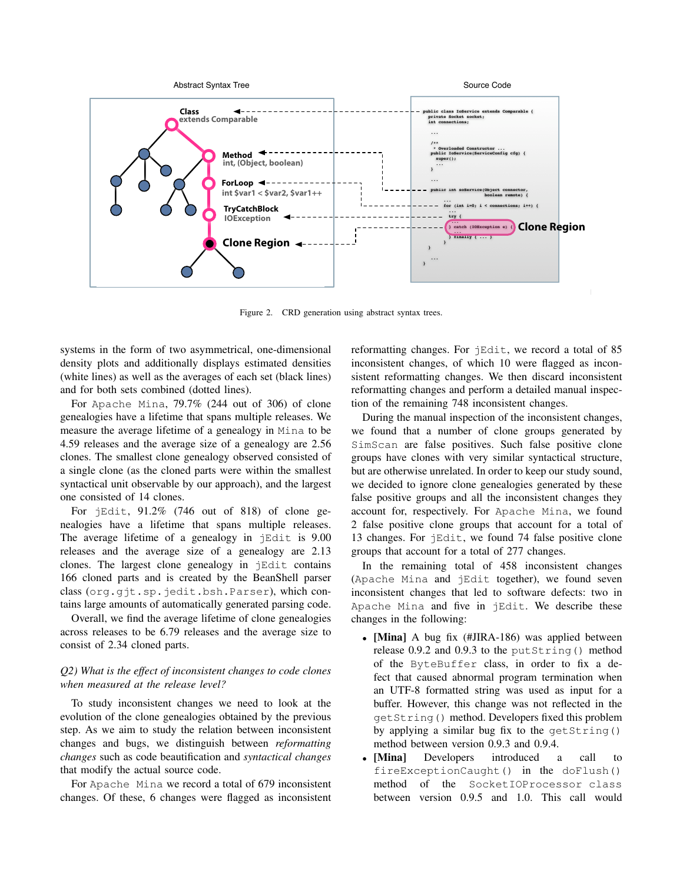Figure 2. CRD generation using abstract syntax trees.

systems in the form of two asymmetrical, one-dimensional density plots and additionally displays estimated densities (white lines) as well as the averages of each set (black lines) and for both sets combined (dotted lines).

For Apache Mina, 79.7% (244 out of 306) of clone genealogies have a lifetime that spans multiple releases. We measure the average lifetime of a genealogy in Mina to be 4.59 releases and the average size of a genealogy are 2.56 clones. The smallest clone genealogy observed consisted of a single clone (as the cloned parts were within the smallest syntactical unit observable by our approach), and the largest one consisted of 14 clones.

For jEdit, 91.2% (746 out of 818) of clone genealogies have a lifetime that spans multiple releases. The average lifetime of a genealogy in jEdit is 9.00 releases and the average size of a genealogy are 2.13 clones. The largest clone genealogy in jEdit contains 166 cloned parts and is created by the BeanShell parser class (`org.gjt.sp.jedit.bsh.Parser`), which contains large amounts of automatically generated parsing code.

Overall, we find the average lifetime of clone genealogies across releases to be 6.79 releases and the average size to consist of 2.34 cloned parts.

*Q2) What is the effect of inconsistent changes to code clones when measured at the release level?*

To study inconsistent changes we need to look at the evolution of the clone genealogies obtained by the previous step. As we aim to study the relation between inconsistent changes and bugs, we distinguish between *reformatting changes* such as code beautification and *syntactical changes* that modify the actual source code.

For Apache Mina we record a total of 679 inconsistent changes. Of these, 6 changes were flagged as inconsistent reformatting changes. For jEdit, we record a total of 85 inconsistent changes, of which 10 were flagged as inconsistent reformatting changes. We then discard inconsistent reformatting changes and perform a detailed manual inspection of the remaining 748 inconsistent changes.

During the manual inspection of the inconsistent changes, we found that a number of clone groups generated by SimScan are false positives. Such false positive clone groups have clones with very similar syntactical structure, but are otherwise unrelated. In order to keep our study sound, we decided to ignore clone genealogies generated by these false positive groups and all the inconsistent changes they account for, respectively. For Apache Mina, we found 2 false positive clone groups that account for a total of 13 changes. For jEdit, we found 74 false positive clone groups that account for a total of 277 changes.

In the remaining total of 458 inconsistent changes (Apache Mina and jEdit together), we found seven inconsistent changes that led to software defects: two in Apache Mina and five in jEdit. We describe these changes in the following:

- **[Mina]** A bug fix (#JIRA-186) was applied between release 0.9.2 and 0.9.3 to the `putString()` method of the `ByteBuffer` class, in order to fix a defect that caused abnormal program termination when an UTF-8 formatted string was used as input for a buffer. However, this change was not reflected in the `getString()` method. Developers fixed this problem by applying a similar bug fix to the `getString()` method between version 0.9.3 and 0.9.4.
- **[Mina]** Developers introduced a call to `fireExceptionCaught()` in the `doFlush()` method of the `SocketIOProcessor class` between version 0.9.5 and 1.0. This call would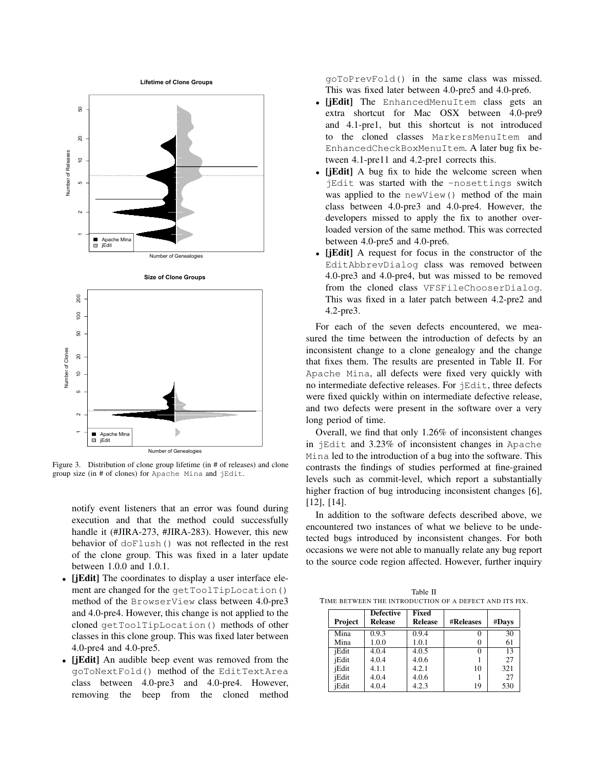Figure 3. Distribution of clone group lifetime (in # of releases) and clone group size (in # of clones) for Apache Mina and jEdit.

notify event listeners that an error was found during execution and that the method could successfully handle it (#JIRA-273, #JIRA-283). However, this new behavior of `doFlush()` was not reflected in the rest of the clone group. This was fixed in a later update between 1.0.0 and 1.0.1.

- **[jEdit]** The coordinates to display a user interface element are changed for the `getToolTipLocation()` method of the `BrowserView` class between 4.0-pre3 and 4.0-pre4. However, this change is not applied to the cloned `getToolTipLocation()` methods of other classes in this clone group. This was fixed later between 4.0-pre4 and 4.0-pre5.
- **[jEdit]** An audible beep event was removed from the `goToNextFold()` method of the `EditTextArea` class between 4.0-pre3 and 4.0-pre4. However, removing the beep from the cloned method `goToPrevFold()` in the same class was missed. This was fixed later between 4.0-pre5 and 4.0-pre6.
- **[jEdit]** The `EnhancedMenuItem` class gets an extra shortcut for Mac OSX between 4.0-pre9 and 4.1-pre1, but this shortcut is not introduced to the cloned classes `MarkersMenuItem` and `EnhancedCheckBoxMenuItem`. A later bug fix between 4.1-pre11 and 4.2-pre1 corrects this.
- **[jEdit]** A bug fix to hide the welcome screen when jEdit was started with the `-nosettings` switch was applied to the `newView()` method of the main class between 4.0-pre3 and 4.0-pre4. However, the developers missed to apply the fix to another overloaded version of the same method. This was corrected between 4.0-pre5 and 4.0-pre6.
- **[jEdit]** A request for focus in the constructor of the `EditAbbrevDialog` class was removed between 4.0-pre3 and 4.0-pre4, but was missed to be removed from the cloned class `VFSFileChooserDialog`. This was fixed in a later patch between 4.2-pre2 and 4.2-pre3.

For each of the seven defects encountered, we measured the time between the introduction of defects by an inconsistent change to a clone genealogy and the change that fixes them. The results are presented in Table II. For Apache Mina, all defects were fixed very quickly with no intermediate defective releases. For jEdit, three defects were fixed quickly within on intermediate defective release, and two defects were present in the software over a very long period of time.

Overall, we find that only 1.26% of inconsistent changes in jEdit and 3.23% of inconsistent changes in Apache Mina led to the introduction of a bug into the software. This contrasts the findings of studies performed at fine-grained levels such as commit-level, which report a substantially higher fraction of bug introducing inconsistent changes [6], [12], [14].

In addition to the software defects described above, we encountered two instances of what we believe to be undetected bugs introduced by inconsistent changes. For both occasions we were not able to manually relate any bug report to the source code region affected. However, further inquiry

Table II
TIME BETWEEN THE INTRODUCTION OF A DEFECT AND ITS FIX.

| Project | Defective Release | Fixed Release | #Releases | #Days |
|---|---|---|---|---|
| Mina | 0.9.3 | 0.9.4 | 0 | 30 |
| Mina | 1.0.0 | 1.0.1 | 0 | 61 |
| jEdit | 4.0.4 | 4.0.5 | 0 | 13 |
| jEdit | 4.0.4 | 4.0.6 | 1 | 27 |
| jEdit | 4.1.1 | 4.2.1 | 10 | 321 |
| jEdit | 4.0.4 | 4.0.6 | 1 | 27 |
| jEdit | 4.0.4 | 4.2.3 | 19 | 530 |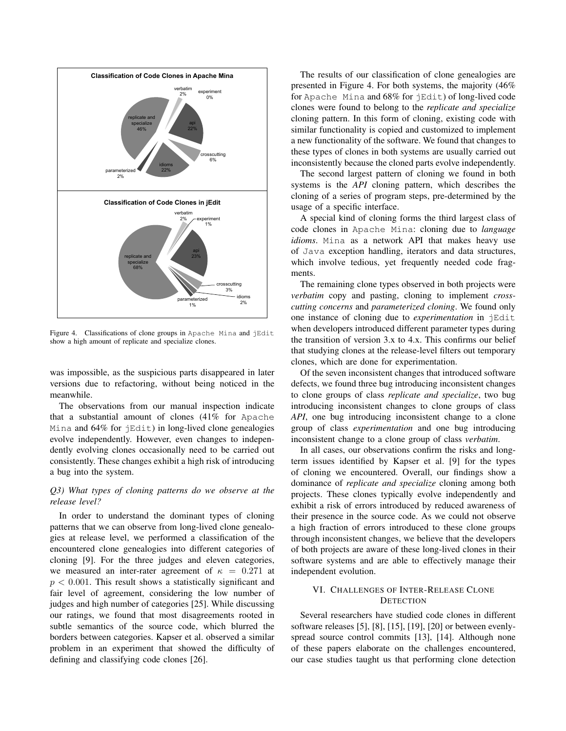**Classification of Code Clones in Apache Mina**

verbatim 2%
experiment 0%
replicate and specialize 46%
api 22%
crosscutting 6%
idioms 22%
parameterized 2%

**Classification of Code Clones in jEdit**

verbatim 2%
experiment 1%
replicate and specialize 68%
api 23%
crosscutting 3%
idioms 2%
parameterized 1%

Figure 4. Classifications of clone groups in `Apache Mina` and `jEdit` show a high amount of replicate and specialize clones.

was impossible, as the suspicious parts disappeared in later versions due to refactoring, without being noticed in the meanwhile.

The observations from our manual inspection indicate that a substantial amount of clones (41% for `Apache Mina` and 64% for `jEdit`) in long-lived clone genealogies evolve independently. However, even changes to independently evolving clones occasionally need to be carried out consistently. These changes exhibit a high risk of introducing a bug into the system.

### *Q3) What types of cloning patterns do we observe at the release level?*

In order to understand the dominant types of cloning patterns that we can observe from long-lived clone genealogies at release level, we performed a classification of the encountered clone genealogies into different categories of cloning [9]. For the three judges and eleven categories, we measured an inter-rater agreement of $\kappa = 0.271$ at $p < 0.001$. This result shows a statistically significant and fair level of agreement, considering the low number of judges and high number of categories [25]. While discussing our ratings, we found that most disagreements rooted in subtle semantics of the source code, which blurred the borders between categories. Kapser et al. observed a similar problem in an experiment that showed the difficulty of defining and classifying code clones [26].

The results of our classification of clone genealogies are presented in Figure 4. For both systems, the majority (46% for `Apache Mina` and 68% for `jEdit`) of long-lived code clones were found to belong to the *replicate and specialize* cloning pattern. In this form of cloning, existing code with similar functionality is copied and customized to implement a new functionality of the software. We found that changes to these types of clones in both systems are usually carried out inconsistently because the cloned parts evolve independently.

The second largest pattern of cloning we found in both systems is the *API* cloning pattern, which describes the cloning of a series of program steps, pre-determined by the usage of a specific interface.

A special kind of cloning forms the third largest class of code clones in `Apache Mina`: cloning due to *language idioms*. `Mina` as a network API that makes heavy use of `Java` exception handling, iterators and data structures, which involve tedious, yet frequently needed code fragments.

The remaining clone types observed in both projects were *verbatim* copy and pasting, cloning to implement *crosscutting concerns* and *parameterized cloning*. We found only one instance of cloning due to *experimentation* in `jEdit` when developers introduced different parameter types during the transition of version 3.x to 4.x. This confirms our belief that studying clones at the release-level filters out temporary clones, which are done for experimentation.

Of the seven inconsistent changes that introduced software defects, we found three bug introducing inconsistent changes to clone groups of class *replicate and specialize*, two bug introducing inconsistent changes to clone groups of class *API*, one bug introducing inconsistent change to a clone group of class *experimentation* and one bug introducing inconsistent change to a clone group of class *verbatim*.

In all cases, our observations confirm the risks and long-term issues identified by Kapser et al. [9] for the types of cloning we encountered. Overall, our findings show a dominance of *replicate and specialize* cloning among both projects. These clones typically evolve independently and exhibit a risk of errors introduced by reduced awareness of their presence in the source code. As we could not observe a high fraction of errors introduced to these clone groups through inconsistent changes, we believe that the developers of both projects are aware of these long-lived clones in their software systems and are able to effectively manage their independent evolution.

## VI. Challenges of Inter-Release Clone Detection

Several researchers have studied code clones in different software releases [5], [8], [15], [19], [20] or between evenly-spread source control commits [13], [14]. Although none of these papers elaborate on the challenges encountered, our case studies taught us that performing clone detection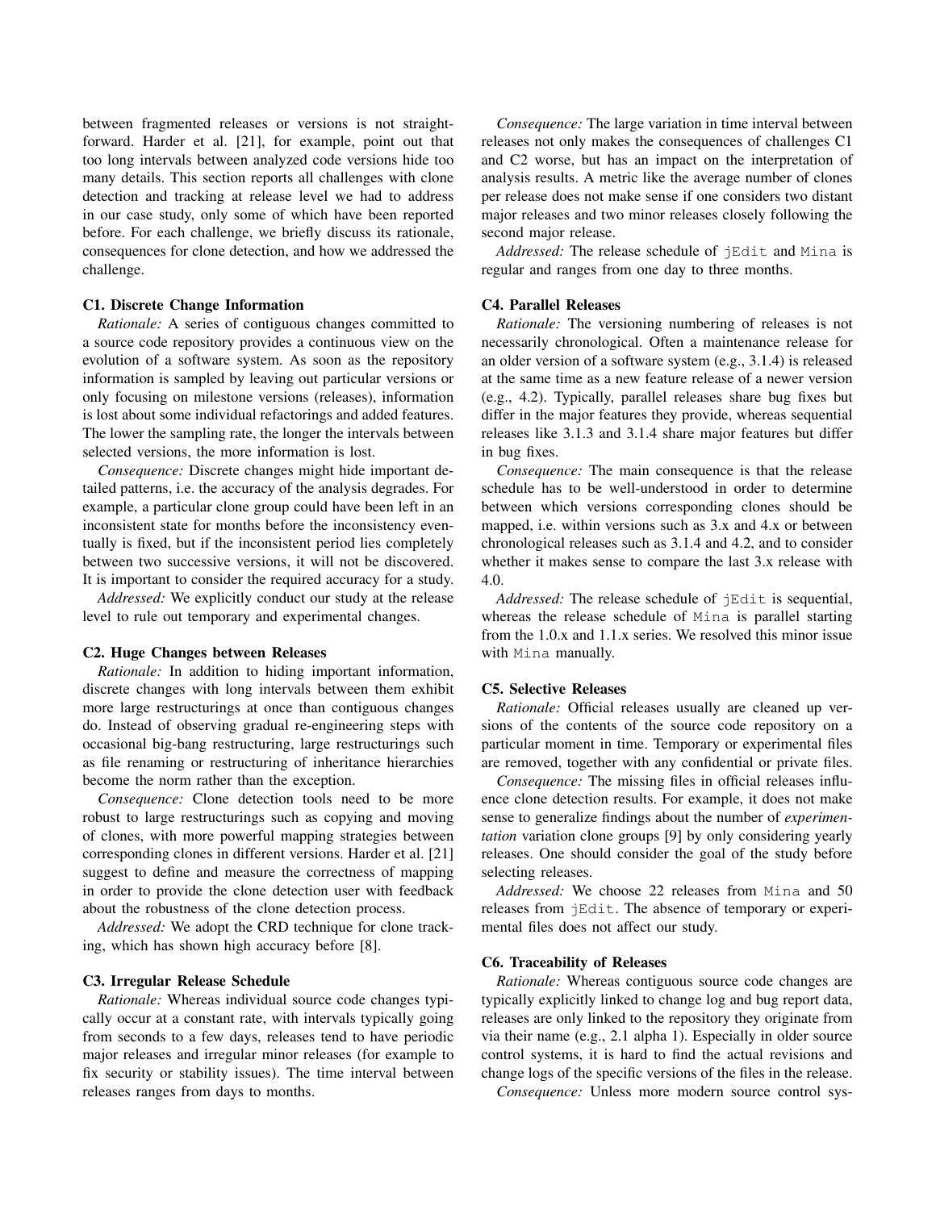between fragmented releases or versions is not straightforward. Harder et al. [21], for example, point out that too long intervals between analyzed code versions hide too many details. This section reports all challenges with clone detection and tracking at release level we had to address in our case study, only some of which have been reported before. For each challenge, we briefly discuss its rationale, consequences for clone detection, and how we addressed the challenge.

**C1. Discrete Change Information**

*Rationale:* A series of contiguous changes committed to a source code repository provides a continuous view on the evolution of a software system. As soon as the repository information is sampled by leaving out particular versions or only focusing on milestone versions (releases), information is lost about some individual refactorings and added features. The lower the sampling rate, the longer the intervals between selected versions, the more information is lost.

*Consequence:* Discrete changes might hide important detailed patterns, i.e. the accuracy of the analysis degrades. For example, a particular clone group could have been left in an inconsistent state for months before the inconsistency eventually is fixed, but if the inconsistent period lies completely between two successive versions, it will not be discovered. It is important to consider the required accuracy for a study.

*Addressed:* We explicitly conduct our study at the release level to rule out temporary and experimental changes.

**C2. Huge Changes between Releases**

*Rationale:* In addition to hiding important information, discrete changes with long intervals between them exhibit more large restructurings at once than contiguous changes do. Instead of observing gradual re-engineering steps with occasional big-bang restructuring, large restructurings such as file renaming or restructuring of inheritance hierarchies become the norm rather than the exception.

*Consequence:* Clone detection tools need to be more robust to large restructurings such as copying and moving of clones, with more powerful mapping strategies between corresponding clones in different versions. Harder et al. [21] suggest to define and measure the correctness of mapping in order to provide the clone detection user with feedback about the robustness of the clone detection process.

*Addressed:* We adopt the CRD technique for clone tracking, which has shown high accuracy before [8].

**C3. Irregular Release Schedule**

*Rationale:* Whereas individual source code changes typically occur at a constant rate, with intervals typically going from seconds to a few days, releases tend to have periodic major releases and irregular minor releases (for example to fix security or stability issues). The time interval between releases ranges from days to months.

*Consequence:* The large variation in time interval between releases not only makes the consequences of challenges C1 and C2 worse, but has an impact on the interpretation of analysis results. A metric like the average number of clones per release does not make sense if one considers two distant major releases and two minor releases closely following the second major release.

*Addressed:* The release schedule of `jEdit` and `Mina` is regular and ranges from one day to three months.

**C4. Parallel Releases**

*Rationale:* The versioning numbering of releases is not necessarily chronological. Often a maintenance release for an older version of a software system (e.g., 3.1.4) is released at the same time as a new feature release of a newer version (e.g., 4.2). Typically, parallel releases share bug fixes but differ in the major features they provide, whereas sequential releases like 3.1.3 and 3.1.4 share major features but differ in bug fixes.

*Consequence:* The main consequence is that the release schedule has to be well-understood in order to determine between which versions corresponding clones should be mapped, i.e. within versions such as 3.x and 4.x or between chronological releases such as 3.1.4 and 4.2, and to consider whether it makes sense to compare the last 3.x release with 4.0.

*Addressed:* The release schedule of `jEdit` is sequential, whereas the release schedule of `Mina` is parallel starting from the 1.0.x and 1.1.x series. We resolved this minor issue with `Mina` manually.

**C5. Selective Releases**

*Rationale:* Official releases usually are cleaned up versions of the contents of the source code repository on a particular moment in time. Temporary or experimental files are removed, together with any confidential or private files.

*Consequence:* The missing files in official releases influence clone detection results. For example, it does not make sense to generalize findings about the number of *experimentation* variation clone groups [9] by only considering yearly releases. One should consider the goal of the study before selecting releases.

*Addressed:* We choose 22 releases from `Mina` and 50 releases from `jEdit`. The absence of temporary or experimental files does not affect our study.

**C6. Traceability of Releases**

*Rationale:* Whereas contiguous source code changes are typically explicitly linked to change log and bug report data, releases are only linked to the repository they originate from via their name (e.g., 2.1 alpha 1). Especially in older source control systems, it is hard to find the actual revisions and change logs of the specific versions of the files in the release.

*Consequence:* Unless more modern source control sys-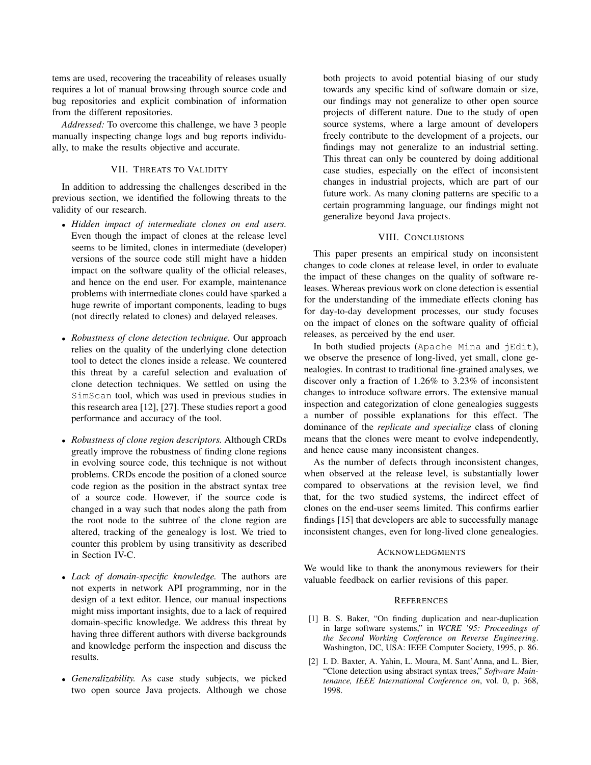tems are used, recovering the traceability of releases usually requires a lot of manual browsing through source code and bug repositories and explicit combination of information from the different repositories.

*Addressed:* To overcome this challenge, we have 3 people manually inspecting change logs and bug reports individually, to make the results objective and accurate.

## VII. Threats to Validity

In addition to addressing the challenges described in the previous section, we identified the following threats to the validity of our research.

- *Hidden impact of intermediate clones on end users.* Even though the impact of clones at the release level seems to be limited, clones in intermediate (developer) versions of the source code still might have a hidden impact on the software quality of the official releases, and hence on the end user. For example, maintenance problems with intermediate clones could have sparked a huge rewrite of important components, leading to bugs (not directly related to clones) and delayed releases.
- *Robustness of clone detection technique.* Our approach relies on the quality of the underlying clone detection tool to detect the clones inside a release. We countered this threat by a careful selection and evaluation of clone detection techniques. We settled on using the `SimScan` tool, which was used in previous studies in this research area [12], [27]. These studies report a good performance and accuracy of the tool.
- *Robustness of clone region descriptors.* Although CRDs greatly improve the robustness of finding clone regions in evolving source code, this technique is not without problems. CRDs encode the position of a cloned source code region as the position in the abstract syntax tree of a source code. However, if the source code is changed in a way such that nodes along the path from the root node to the subtree of the clone region are altered, tracking of the genealogy is lost. We tried to counter this problem by using transitivity as described in Section IV-C.
- *Lack of domain-specific knowledge.* The authors are not experts in network API programming, nor in the design of a text editor. Hence, our manual inspections might miss important insights, due to a lack of required domain-specific knowledge. We address this threat by having three different authors with diverse backgrounds and knowledge perform the inspection and discuss the results.
- *Generalizability.* As case study subjects, we picked two open source Java projects. Although we chose both projects to avoid potential biasing of our study towards any specific kind of software domain or size, our findings may not generalize to other open source projects of different nature. Due to the study of open source systems, where a large amount of developers freely contribute to the development of a projects, our findings may not generalize to an industrial setting. This threat can only be countered by doing additional case studies, especially on the effect of inconsistent changes in industrial projects, which are part of our future work. As many cloning patterns are specific to a certain programming language, our findings might not generalize beyond Java projects.

## VIII. Conclusions

This paper presents an empirical study on inconsistent changes to code clones at release level, in order to evaluate the impact of these changes on the quality of software releases. Whereas previous work on clone detection is essential for the understanding of the immediate effects cloning has for day-to-day development processes, our study focuses on the impact of clones on the software quality of official releases, as perceived by the end user.

In both studied projects (`Apache Mina` and `jEdit`), we observe the presence of long-lived, yet small, clone genealogies. In contrast to traditional fine-grained analyses, we discover only a fraction of 1.26% to 3.23% of inconsistent changes to introduce software errors. The extensive manual inspection and categorization of clone genealogies suggests a number of possible explanations for this effect. The dominance of the *replicate and specialize* class of cloning means that the clones were meant to evolve independently, and hence cause many inconsistent changes.

As the number of defects through inconsistent changes, when observed at the release level, is substantially lower compared to observations at the revision level, we find that, for the two studied systems, the indirect effect of clones on the end-user seems limited. This confirms earlier findings [15] that developers are able to successfully manage inconsistent changes, even for long-lived clone genealogies.

## Acknowledgments

We would like to thank the anonymous reviewers for their valuable feedback on earlier revisions of this paper.

## References

[1] B. S. Baker, "On finding duplication and near-duplication in large software systems," in *WCRE '95: Proceedings of the Second Working Conference on Reverse Engineering*. Washington, DC, USA: IEEE Computer Society, 1995, p. 86.

[2] I. D. Baxter, A. Yahin, L. Moura, M. Sant'Anna, and L. Bier, "Clone detection using abstract syntax trees," *Software Maintenance, IEEE International Conference on*, vol. 0, p. 368, 1998.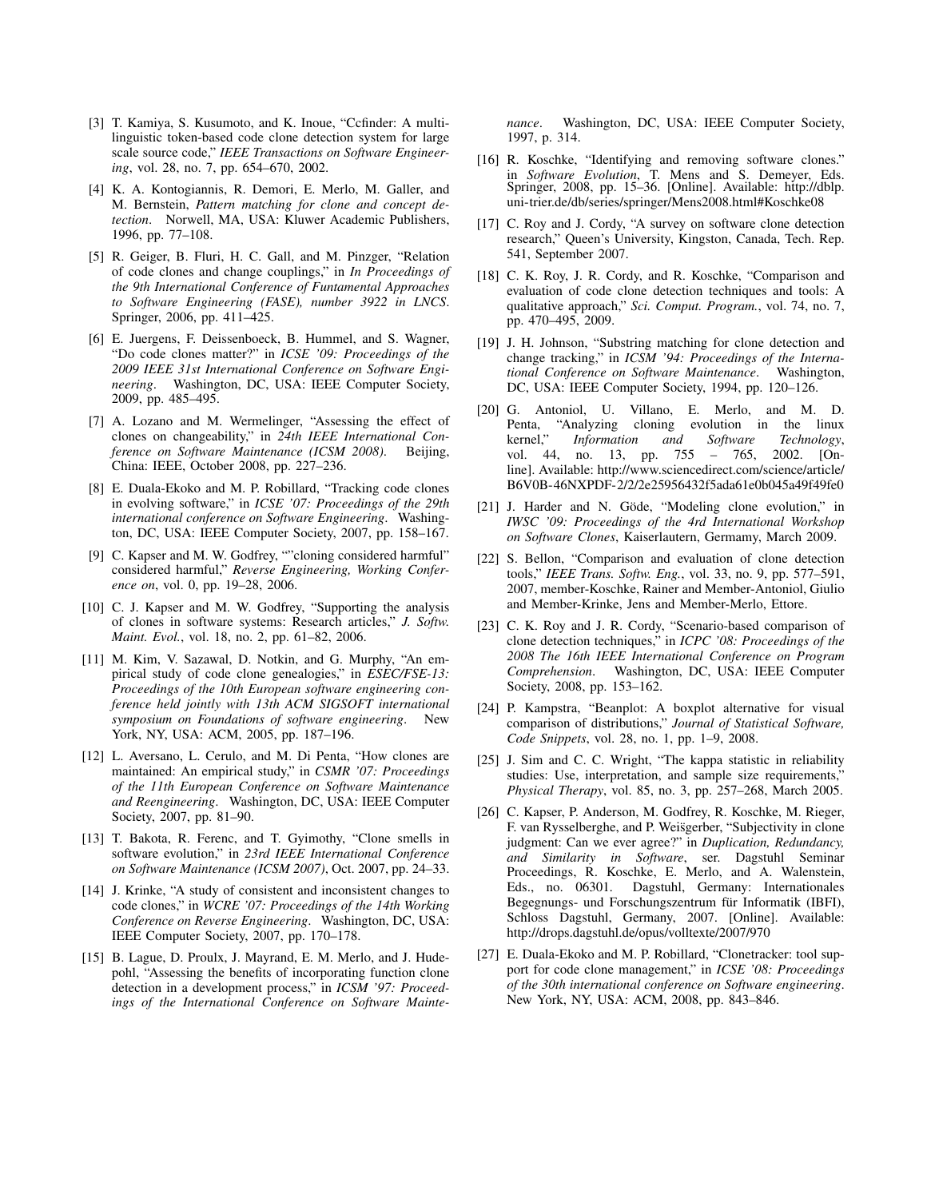[3] T. Kamiya, S. Kusumoto, and K. Inoue, "Ccfinder: A multi-linguistic token-based code clone detection system for large scale source code," *IEEE Transactions on Software Engineering*, vol. 28, no. 7, pp. 654–670, 2002.

[4] K. A. Kontogiannis, R. Demori, E. Merlo, M. Galler, and M. Bernstein, *Pattern matching for clone and concept detection*. Norwell, MA, USA: Kluwer Academic Publishers, 1996, pp. 77–108.

[5] R. Geiger, B. Fluri, H. C. Gall, and M. Pinzger, "Relation of code clones and change couplings," in *In Proceedings of the 9th International Conference of Funtamental Approaches to Software Engineering (FASE), number 3922 in LNCS*. Springer, 2006, pp. 411–425.

[6] E. Juergens, F. Deissenboeck, B. Hummel, and S. Wagner, "Do code clones matter?" in *ICSE '09: Proceedings of the 2009 IEEE 31st International Conference on Software Engineering*. Washington, DC, USA: IEEE Computer Society, 2009, pp. 485–495.

[7] A. Lozano and M. Wermelinger, "Assessing the effect of clones on changeability," in *24th IEEE International Conference on Software Maintenance (ICSM 2008)*. Beijing, China: IEEE, October 2008, pp. 227–236.

[8] E. Duala-Ekoko and M. P. Robillard, "Tracking code clones in evolving software," in *ICSE '07: Proceedings of the 29th international conference on Software Engineering*. Washington, DC, USA: IEEE Computer Society, 2007, pp. 158–167.

[9] C. Kapser and M. W. Godfrey, ""cloning considered harmful" considered harmful," *Reverse Engineering, Working Conference on*, vol. 0, pp. 19–28, 2006.

[10] C. J. Kapser and M. W. Godfrey, "Supporting the analysis of clones in software systems: Research articles," *J. Softw. Maint. Evol.*, vol. 18, no. 2, pp. 61–82, 2006.

[11] M. Kim, V. Sazawal, D. Notkin, and G. Murphy, "An empirical study of code clone genealogies," in *ESEC/FSE-13: Proceedings of the 10th European software engineering conference held jointly with 13th ACM SIGSOFT international symposium on Foundations of software engineering*. New York, NY, USA: ACM, 2005, pp. 187–196.

[12] L. Aversano, L. Cerulo, and M. Di Penta, "How clones are maintained: An empirical study," in *CSMR '07: Proceedings of the 11th European Conference on Software Maintenance and Reengineering*. Washington, DC, USA: IEEE Computer Society, 2007, pp. 81–90.

[13] T. Bakota, R. Ferenc, and T. Gyimothy, "Clone smells in software evolution," in *23rd IEEE International Conference on Software Maintenance (ICSM 2007)*, Oct. 2007, pp. 24–33.

[14] J. Krinke, "A study of consistent and inconsistent changes to code clones," in *WCRE '07: Proceedings of the 14th Working Conference on Reverse Engineering*. Washington, DC, USA: IEEE Computer Society, 2007, pp. 170–178.

[15] B. Lague, D. Proulx, J. Mayrand, E. M. Merlo, and J. Hudepohl, "Assessing the benefits of incorporating function clone detection in a development process," in *ICSM '97: Proceedings of the International Conference on Software Maintenance*. Washington, DC, USA: IEEE Computer Society, 1997, p. 314.

[16] R. Koschke, "Identifying and removing software clones." in *Software Evolution*, T. Mens and S. Demeyer, Eds. Springer, 2008, pp. 15–36. [Online]. Available: http://dblp.uni-trier.de/db/series/springer/Mens2008.html#Koschke08

[17] C. Roy and J. Cordy, "A survey on software clone detection research," Queen's University, Kingston, Canada, Tech. Rep. 541, September 2007.

[18] C. K. Roy, J. R. Cordy, and R. Koschke, "Comparison and evaluation of code clone detection techniques and tools: A qualitative approach," *Sci. Comput. Program.*, vol. 74, no. 7, pp. 470–495, 2009.

[19] J. H. Johnson, "Substring matching for clone detection and change tracking," in *ICSM '94: Proceedings of the International Conference on Software Maintenance*. Washington, DC, USA: IEEE Computer Society, 1994, pp. 120–126.

[20] G. Antoniol, U. Villano, E. Merlo, and M. D. Penta, "Analyzing cloning evolution in the linux kernel," *Information and Software Technology*, vol. 44, no. 13, pp. 755 – 765, 2002. [Online]. Available: http://www.sciencedirect.com/science/article/B6V0B-46NXPDF-2/2/2e25956432f5ada61e0b045a49f49fe0

[21] J. Harder and N. Göde, "Modeling clone evolution," in *IWSC '09: Proceedings of the 4rd International Workshop on Software Clones*, Kaiserlautern, Germamy, March 2009.

[22] S. Bellon, "Comparison and evaluation of clone detection tools," *IEEE Trans. Softw. Eng.*, vol. 33, no. 9, pp. 577–591, 2007, member-Koschke, Rainer and Member-Antoniol, Giulio and Member-Krinke, Jens and Member-Merlo, Ettore.

[23] C. K. Roy and J. R. Cordy, "Scenario-based comparison of clone detection techniques," in *ICPC '08: Proceedings of the 2008 The 16th IEEE International Conference on Program Comprehension*. Washington, DC, USA: IEEE Computer Society, 2008, pp. 153–162.

[24] P. Kampstra, "Beanplot: A boxplot alternative for visual comparison of distributions," *Journal of Statistical Software, Code Snippets*, vol. 28, no. 1, pp. 1–9, 2008.

[25] J. Sim and C. C. Wright, "The kappa statistic in reliability studies: Use, interpretation, and sample size requirements," *Physical Therapy*, vol. 85, no. 3, pp. 257–268, March 2005.

[26] C. Kapser, P. Anderson, M. Godfrey, R. Koschke, M. Rieger, F. van Rysselberghe, and P. Weißgerber, "Subjectivity in clone judgment: Can we ever agree?" in *Duplication, Redundancy, and Similarity in Software*, ser. Dagstuhl Seminar Proceedings, R. Koschke, E. Merlo, and A. Walenstein, Eds., no. 06301. Dagstuhl, Germany: Internationales Begegnungs- und Forschungszentrum für Informatik (IBFI), Schloss Dagstuhl, Germany, 2007. [Online]. Available: http://drops.dagstuhl.de/opus/volltexte/2007/970

[27] E. Duala-Ekoko and M. P. Robillard, "Clonetracker: tool support for code clone management," in *ICSE '08: Proceedings of the 30th international conference on Software engineering*. New York, NY, USA: ACM, 2008, pp. 843–846.